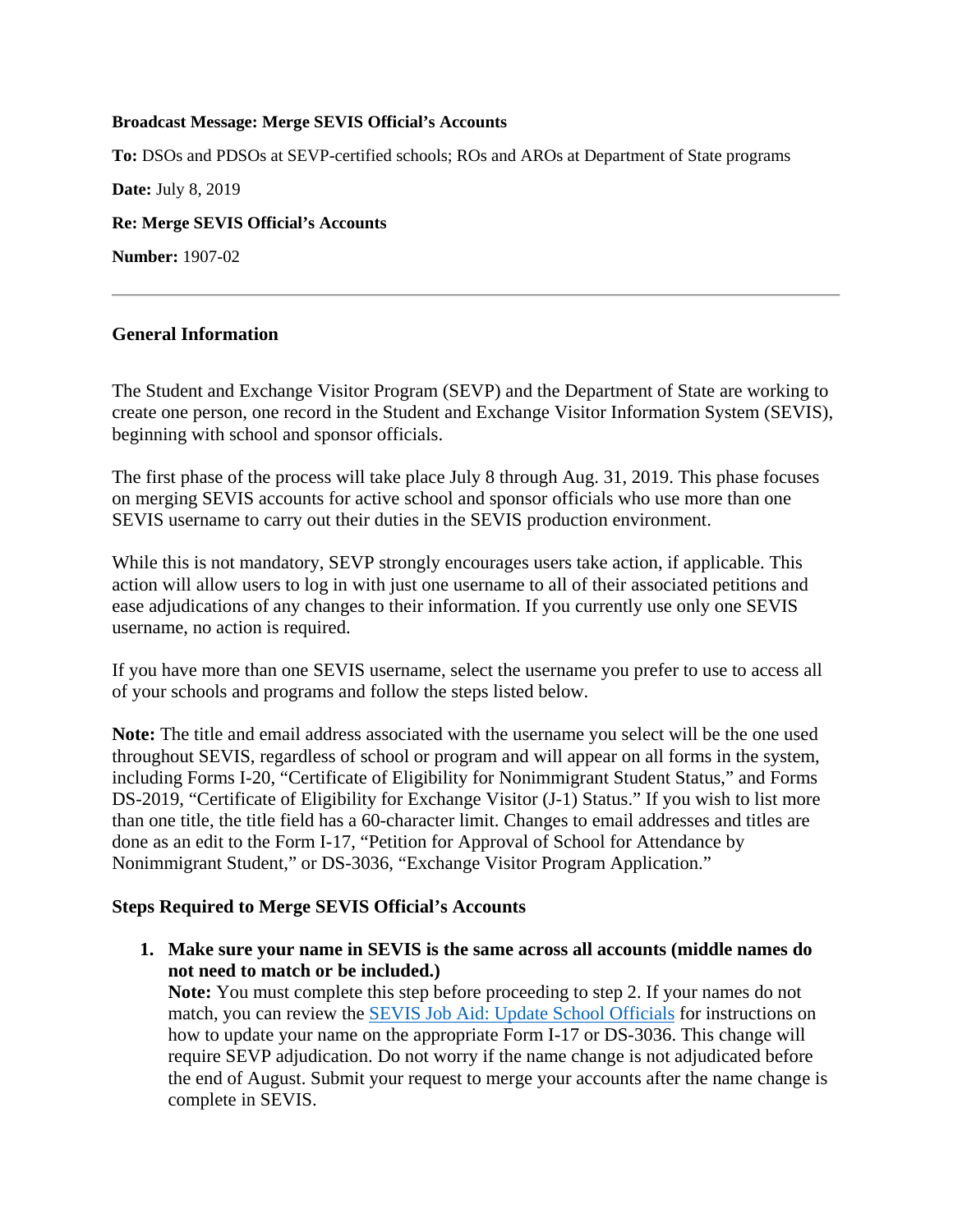**Broadcast Message: Merge SEVIS Official's Accounts**

**To:** DSOs and PDSOs at SEVP-certified schools; ROs and AROs at Department of State programs

**Date:** July 8, 2019

**Re: Merge SEVIS Official's Accounts**

**Number:** 1907-02

---

### General Information

The Student and Exchange Visitor Program (SEVP) and the Department of State are working to create one person, one record in the Student and Exchange Visitor Information System (SEVIS), beginning with school and sponsor officials.

The first phase of the process will take place July 8 through Aug. 31, 2019. This phase focuses on merging SEVIS accounts for active school and sponsor officials who use more than one SEVIS username to carry out their duties in the SEVIS production environment.

While this is not mandatory, SEVP strongly encourages users take action, if applicable. This action will allow users to log in with just one username to all of their associated petitions and ease adjudications of any changes to their information. If you currently use only one SEVIS username, no action is required.

If you have more than one SEVIS username, select the username you prefer to use to access all of your schools and programs and follow the steps listed below.

**Note:** The title and email address associated with the username you select will be the one used throughout SEVIS, regardless of school or program and will appear on all forms in the system, including Forms I-20, "Certificate of Eligibility for Nonimmigrant Student Status," and Forms DS-2019, "Certificate of Eligibility for Exchange Visitor (J-1) Status." If you wish to list more than one title, the title field has a 60-character limit. Changes to email addresses and titles are done as an edit to the Form I-17, "Petition for Approval of School for Attendance by Nonimmigrant Student," or DS-3036, "Exchange Visitor Program Application."

### Steps Required to Merge SEVIS Official's Accounts

1. **Make sure your name in SEVIS is the same across all accounts (middle names do not need to match or be included.)**
   **Note:** You must complete this step before proceeding to step 2. If your names do not match, you can review the [SEVIS Job Aid: Update School Officials] for instructions on how to update your name on the appropriate Form I-17 or DS-3036. This change will require SEVP adjudication. Do not worry if the name change is not adjudicated before the end of August. Submit your request to merge your accounts after the name change is complete in SEVIS.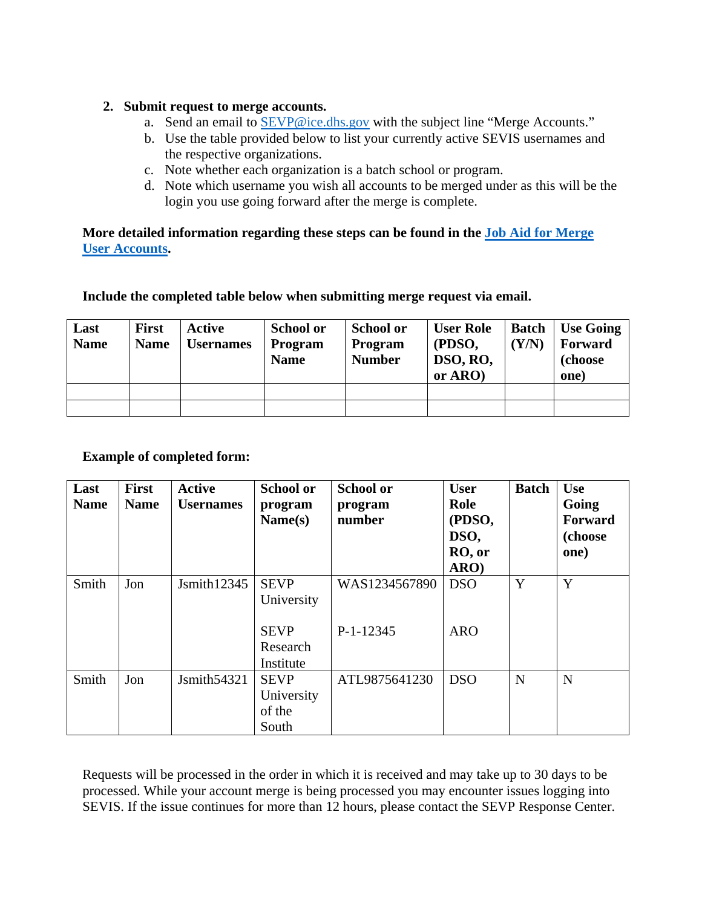2. **Submit request to merge accounts.**
   a. Send an email to SEVP@ice.dhs.gov with the subject line "Merge Accounts."
   b. Use the table provided below to list your currently active SEVIS usernames and the respective organizations.
   c. Note whether each organization is a batch school or program.
   d. Note which username you wish all accounts to be merged under as this will be the login you use going forward after the merge is complete.

**More detailed information regarding these steps can be found in the Job Aid for Merge User Accounts.**

**Include the completed table below when submitting merge request via email.**

| Last Name | First Name | Active Usernames | School or Program Name | School or Program Number | User Role (PDSO, DSO, RO, or ARO) | Batch (Y/N) | Use Going Forward (choose one) |
|---|---|---|---|---|---|---|---|
| | | | | | | | |
| | | | | | | | |

**Example of completed form:**

| Last Name | First Name | Active Usernames | School or program Name(s) | School or program number | User Role (PDSO, DSO, RO, or ARO) | Batch | Use Going Forward (choose one) |
|---|---|---|---|---|---|---|---|
| Smith | Jon | Jsmith12345 | SEVP University<br><br>SEVP Research Institute | WAS1234567890<br><br>P-1-12345 | DSO<br><br>ARO | Y | Y |
| Smith | Jon | Jsmith54321 | SEVP University of the South | ATL9875641230 | DSO | N | N |

Requests will be processed in the order in which it is received and may take up to 30 days to be processed. While your account merge is being processed you may encounter issues logging into SEVIS. If the issue continues for more than 12 hours, please contact the SEVP Response Center.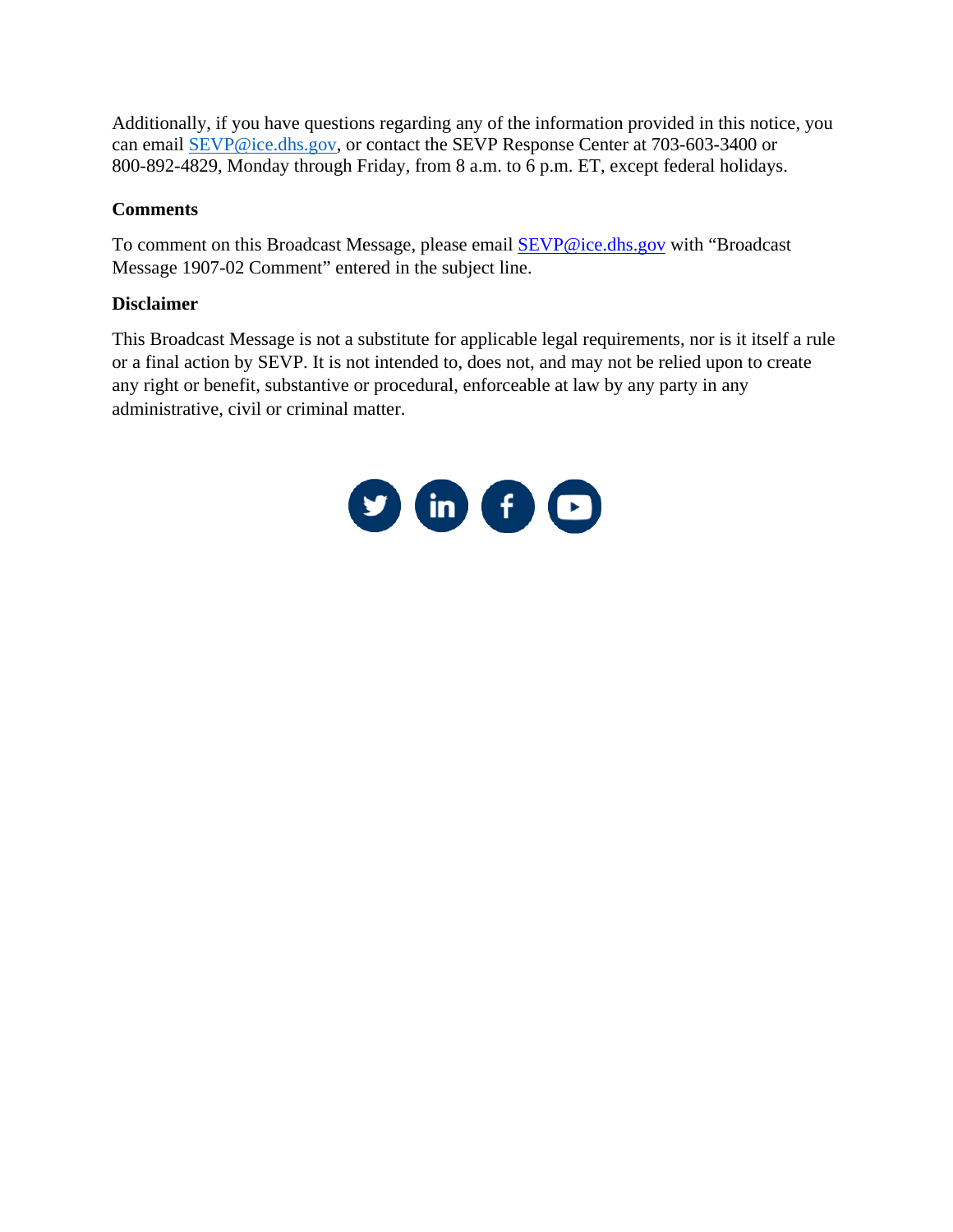Additionally, if you have questions regarding any of the information provided in this notice, you can email SEVP@ice.dhs.gov, or contact the SEVP Response Center at 703-603-3400 or 800-892-4829, Monday through Friday, from 8 a.m. to 6 p.m. ET, except federal holidays.

**Comments**

To comment on this Broadcast Message, please email SEVP@ice.dhs.gov with "Broadcast Message 1907-02 Comment" entered in the subject line.

**Disclaimer**

This Broadcast Message is not a substitute for applicable legal requirements, nor is it itself a rule or a final action by SEVP. It is not intended to, does not, and may not be relied upon to create any right or benefit, substantive or procedural, enforceable at law by any party in any administrative, civil or criminal matter.